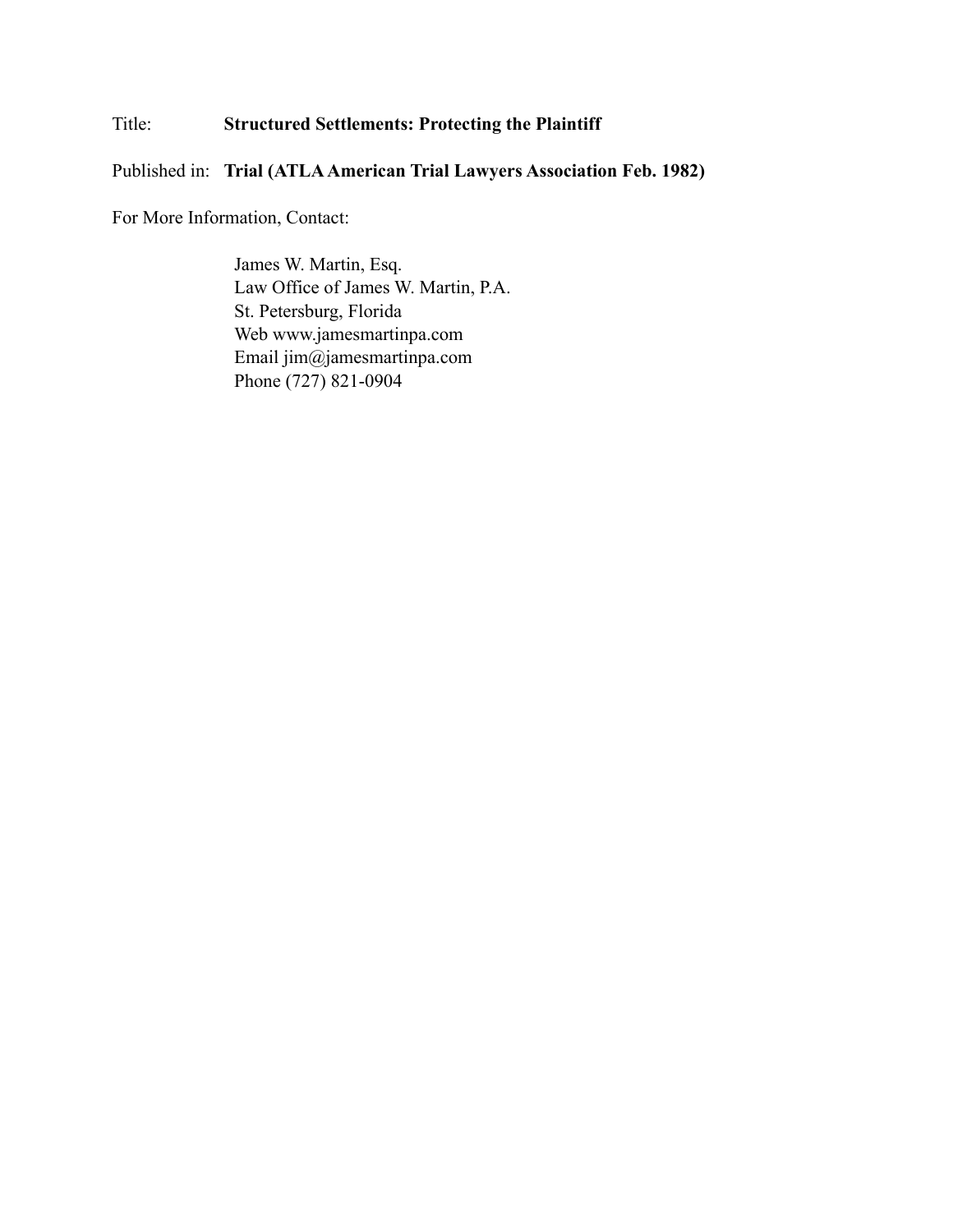Title: **Structured Settlements: Protecting the Plaintiff**

Published in: **Trial (ATLA American Trial Lawyers Association Feb. 1982)**

For More Information, Contact:

James W. Martin, Esq.
Law Office of James W. Martin, P.A.
St. Petersburg, Florida
Web www.jamesmartinpa.com
Email jim@jamesmartinpa.com
Phone (727) 821-0904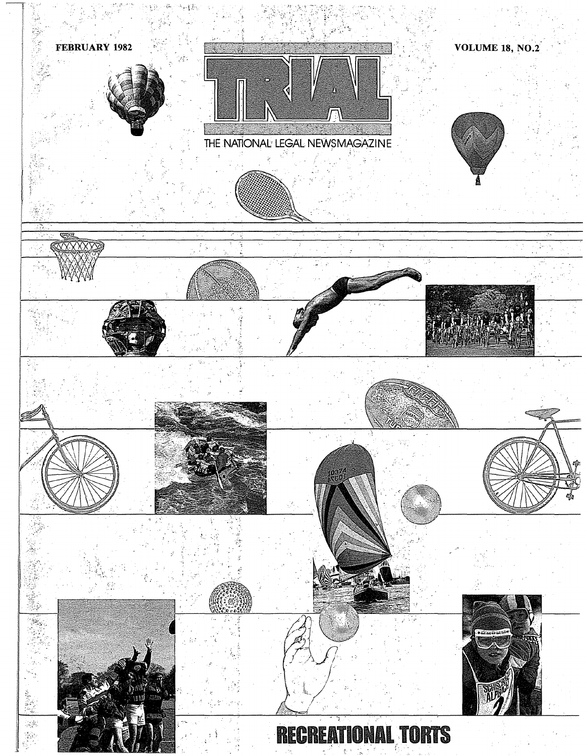FEBRUARY 1982

VOLUME 18, NO.2

# TRIAL

THE NATIONAL LEGAL NEWSMAGAZINE

## RECREATIONAL TORTS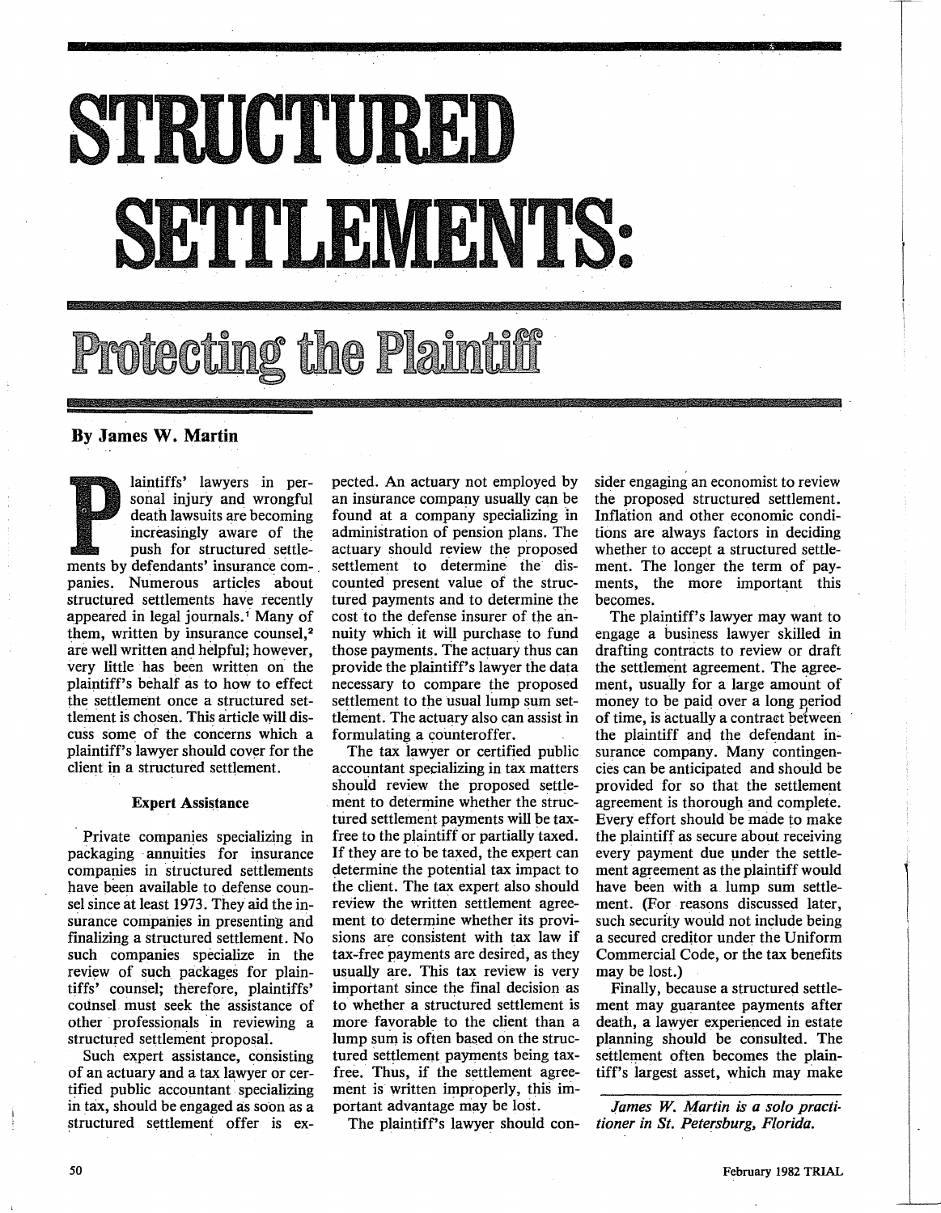# STRUCTURED SETTLEMENTS:

## Protecting the Plaintiff

**By James W. Martin**

Plaintiffs' lawyers in personal injury and wrongful death lawsuits are becoming increasingly aware of the push for structured settlements by defendants' insurance companies. Numerous articles about structured settlements have recently appeared in legal journals.[1] Many of them, written by insurance counsel,[2] are well written and helpful; however, very little has been written on the plaintiff's behalf as to how to effect the settlement once a structured settlement is chosen. This article will discuss some of the concerns which a plaintiff's lawyer should cover for the client in a structured settlement.

### Expert Assistance

Private companies specializing in packaging annuities for insurance companies in structured settlements have been available to defense counsel since at least 1973. They aid the insurance companies in presenting and finalizing a structured settlement. No such companies specialize in the review of such packages for plaintiffs' counsel; therefore, plaintiffs' counsel must seek the assistance of other professionals in reviewing a structured settlement proposal.

Such expert assistance, consisting of an actuary and a tax lawyer or certified public accountant specializing in tax, should be engaged as soon as a structured settlement offer is expected. An actuary not employed by an insurance company usually can be found at a company specializing in administration of pension plans. The actuary should review the proposed settlement to determine the discounted present value of the structured payments and to determine the cost to the defense insurer of the annuity which it will purchase to fund those payments. The actuary thus can provide the plaintiff's lawyer the data necessary to compare the proposed settlement to the usual lump sum settlement. The actuary also can assist in formulating a counteroffer.

The tax lawyer or certified public accountant specializing in tax matters should review the proposed settlement to determine whether the structured settlement payments will be tax-free to the plaintiff or partially taxed. If they are to be taxed, the expert can determine the potential tax impact to the client. The tax expert also should review the written settlement agreement to determine whether its provisions are consistent with tax law if tax-free payments are desired, as they usually are. This tax review is very important since the final decision as to whether a structured settlement is more favorable to the client than a lump sum is often based on the structured settlement payments being tax-free. Thus, if the settlement agreement is written improperly, this important advantage may be lost.

The plaintiff's lawyer should consider engaging an economist to review the proposed structured settlement. Inflation and other economic conditions are always factors in deciding whether to accept a structured settlement. The longer the term of payments, the more important this becomes.

The plaintiff's lawyer may want to engage a business lawyer skilled in drafting contracts to review or draft the settlement agreement. The agreement, usually for a large amount of money to be paid over a long period of time, is actually a contract between the plaintiff and the defendant insurance company. Many contingencies can be anticipated and should be provided for so that the settlement agreement is thorough and complete. Every effort should be made to make the plaintiff as secure about receiving every payment due under the settlement agreement as the plaintiff would have been with a lump sum settlement. (For reasons discussed later, such security would not include being a secured creditor under the Uniform Commercial Code, or the tax benefits may be lost.)

Finally, because a structured settlement may guarantee payments after death, a lawyer experienced in estate planning should be consulted. The settlement often becomes the plaintiff's largest asset, which may make

*James W. Martin is a solo practitioner in St. Petersburg, Florida.*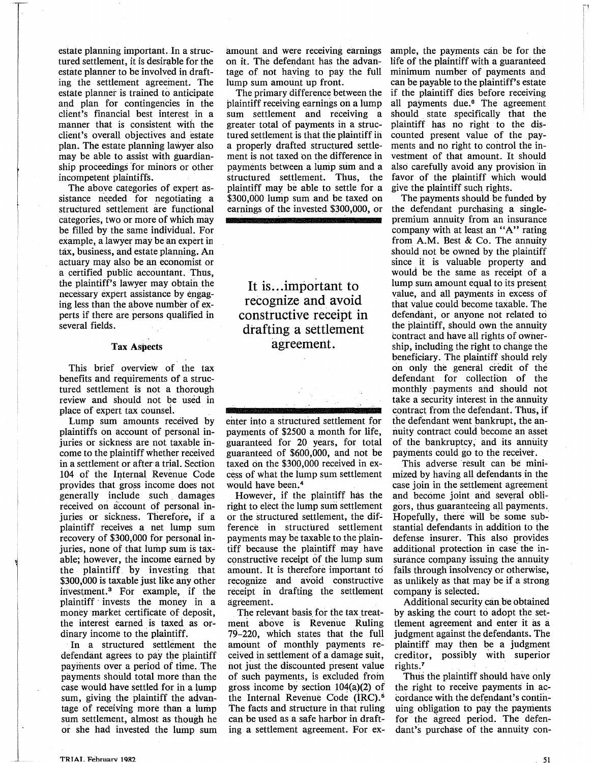estate planning important. In a structured settlement, it is desirable for the estate planner to be involved in drafting the settlement agreement. The estate planner is trained to anticipate and plan for contingencies in the client's financial best interest in a manner that is consistent with the client's overall objectives and estate plan. The estate planning lawyer also may be able to assist with guardianship proceedings for minors or other incompetent plaintiffs.

The above categories of expert assistance needed for negotiating a structured settlement are functional categories, two or more of which may be filled by the same individual. For example, a lawyer may be an expert in tax, business, and estate planning. An actuary may also be an economist or a certified public accountant. Thus, the plaintiff's lawyer may obtain the necessary expert assistance by engaging less than the above number of experts if there are persons qualified in several fields.

### Tax Aspects

This brief overview of the tax benefits and requirements of a structured settlement is not a thorough review and should not be used in place of expert tax counsel.

Lump sum amounts received by plaintiffs on account of personal injuries or sickness are not taxable income to the plaintiff whether received in a settlement or after a trial. Section 104 of the Internal Revenue Code provides that gross income does not generally include such damages received on account of personal injuries or sickness. Therefore, if a plaintiff receives a net lump sum recovery of $300,000 for personal injuries, none of that lump sum is taxable; however, the income earned by the plaintiff by investing that $300,000 is taxable just like any other investment.[3] For example, if the plaintiff invests the money in a money market certificate of deposit, the interest earned is taxed as ordinary income to the plaintiff.

In a structured settlement the defendant agrees to pay the plaintiff payments over a period of time. The payments should total more than the case would have settled for in a lump sum, giving the plaintiff the advantage of receiving more than a lump sum settlement, almost as though he or she had invested the lump sum amount and were receiving earnings on it. The defendant has the advantage of not having to pay the full lump sum amount up front.

The primary difference between the plaintiff receiving earnings on a lump sum settlement and receiving a greater total of payments in a structured settlement is that the plaintiff in a properly drafted structured settlement is not taxed on the difference in payments between a lump sum and a structured settlement. Thus, the plaintiff may be able to settle for a $300,000 lump sum and be taxed on earnings of the invested $300,000, or enter into a structured settlement for payments of $2500 a month for life, guaranteed for 20 years, for total guaranteed of $600,000, and not be taxed on the $300,000 received in excess of what the lump sum settlement would have been.[4]

> It is...important to recognize and avoid constructive receipt in drafting a settlement agreement.

However, if the plaintiff has the right to elect the lump sum settlement or the structured settlement, the difference in structured settlement payments may be taxable to the plaintiff because the plaintiff may have constructive receipt of the lump sum amount. It is therefore important to recognize and avoid constructive receipt in drafting the settlement agreement.

The relevant basis for the tax treatment above is Revenue Ruling 79-220, which states that the full amount of monthly payments received in settlement of a damage suit, not just the discounted present value of such payments, is excluded from gross income by section 104(a)(2) of the Internal Revenue Code (IRC).[5] The facts and structure in that ruling can be used as a safe harbor in drafting a settlement agreement. For example, the payments can be for the life of the plaintiff with a guaranteed minimum number of payments and can be payable to the plaintiff's estate if the plaintiff dies before receiving all payments due.[6] The agreement should state specifically that the plaintiff has no right to the discounted present value of the payments and no right to control the investment of that amount. It should also carefully avoid any provision in favor of the plaintiff which would give the plaintiff such rights.

The payments should be funded by the defendant purchasing a single-premium annuity from an insurance company with at least an "A" rating from A.M. Best & Co. The annuity should not be owned by the plaintiff since it is valuable property and would be the same as receipt of a lump sum amount equal to its present value, and all payments in excess of that value could become taxable. The defendant, or anyone not related to the plaintiff, should own the annuity contract and have all rights of ownership, including the right to change the beneficiary. The plaintiff should rely on only the general credit of the defendant for collection of the monthly payments and should not take a security interest in the annuity contract from the defendant. Thus, if the defendant went bankrupt, the annuity contract could become an asset of the bankruptcy, and its annuity payments could go to the receiver.

This adverse result can be minimized by having all defendants in the case join in the settlement agreement and become joint and several obligors, thus guaranteeing all payments. Hopefully, there will be some substantial defendants in addition to the defense insurer. This also provides additional protection in case the insurance company issuing the annuity fails through insolvency or otherwise, as unlikely as that may be if a strong company is selected.

Additional security can be obtained by asking the court to adopt the settlement agreement and enter it as a judgment against the defendants. The plaintiff may then be a judgment creditor, possibly with superior rights.[7]

Thus the plaintiff should have only the right to receive payments in accordance with the defendant's continuing obligation to pay the payments for the agreed period. The defendant's purchase of the annuity con-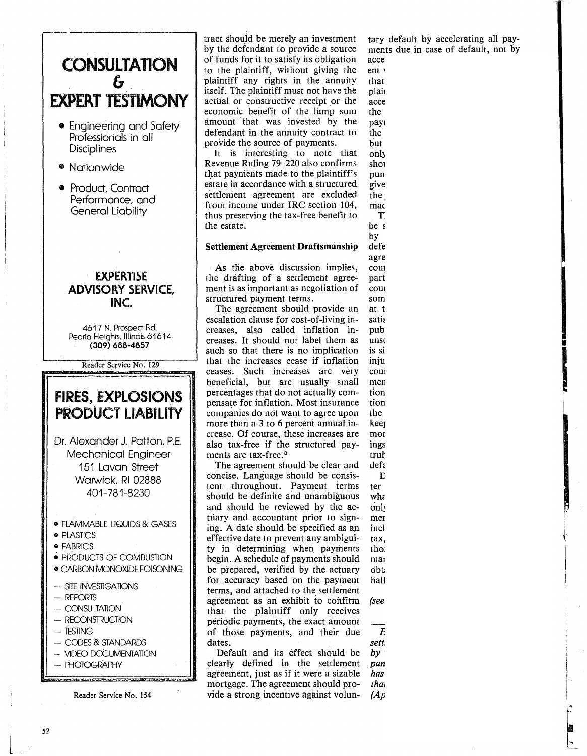## CONSULTATION & EXPERT TESTIMONY

- Engineering and Safety Professionals in all Disciplines
- Nationwide
- Product, Contract Performance, and General Liability

**EXPERTISE ADVISORY SERVICE, INC.**

4617 N. Prospect Rd.
Peoria Heights, Illinois 61614
(309) 688-4857

Reader Service No. 129

## FIRES, EXPLOSIONS PRODUCT LIABILITY

Dr. Alexander J. Patton, P.E.
Mechanical Engineer
151 Lavan Street
Warwick, RI 02888
401-781-8230

- FLAMMABLE LIQUIDS & GASES
- PLASTICS
- FABRICS
- PRODUCTS OF COMBUSTION
- CARBON MONOXIDE POISONING

- SITE INVESTIGATIONS
- REPORTS
- CONSULTATION
- RECONSTRUCTION
- TESTING
- CODES & STANDARDS
- VIDEO DOCUMENTATION
- PHOTOGRAPHY

Reader Service No. 154

tract should be merely an investment by the defendant to provide a source of funds for it to satisfy its obligation to the plaintiff, without giving the plaintiff any rights in the annuity itself. The plaintiff must not have the actual or constructive receipt or the economic benefit of the lump sum amount that was invested by the defendant in the annuity contract to provide the source of payments.

It is interesting to note that Revenue Ruling 79-220 also confirms that payments made to the plaintiff's estate in accordance with a structured settlement agreement are excluded from income under IRC section 104, thus preserving the tax-free benefit to the estate.

**Settlement Agreement Draftsmanship**

As the above discussion implies, the drafting of a settlement agreement is as important as negotiation of structured payment terms.

The agreement should provide an escalation clause for cost-of-living increases, also called inflation increases. It should not label them as such so that there is no implication that the increases cease if inflation ceases. Such increases are very beneficial, but are usually small percentages that do not actually compensate for inflation. Most insurance companies do not want to agree upon more than a 3 to 6 percent annual increase. Of course, these increases are also tax-free if the structured payments are tax-free.[8]

The agreement should be clear and concise. Language should be consistent throughout. Payment terms should be definite and unambiguous and should be reviewed by the actuary and accountant prior to signing. A date should be specified as an effective date to prevent any ambiguity in determining when payments begin. A schedule of payments should be prepared, verified by the actuary for accuracy based on the payment terms, and attached to the settlement agreement as an exhibit to confirm that the plaintiff only receives periodic payments, the exact amount of those payments, and their due dates.

Default and its effect should be clearly defined in the settlement agreement, just as if it were a sizable mortgage. The agreement should provide a strong incentive against voluntary default by accelerating all payments due in case of default, not by acce ent that plai acce the payı the but only shoı pun give the mac

T be s by defe agre couı part couı som at t sati pub unse is si inju couı mer tion tion the keeı moı ings truł def

D ter wha only mer incl tax, tho maı obt hall

*(see*

*E sett by pan has thai (Ap*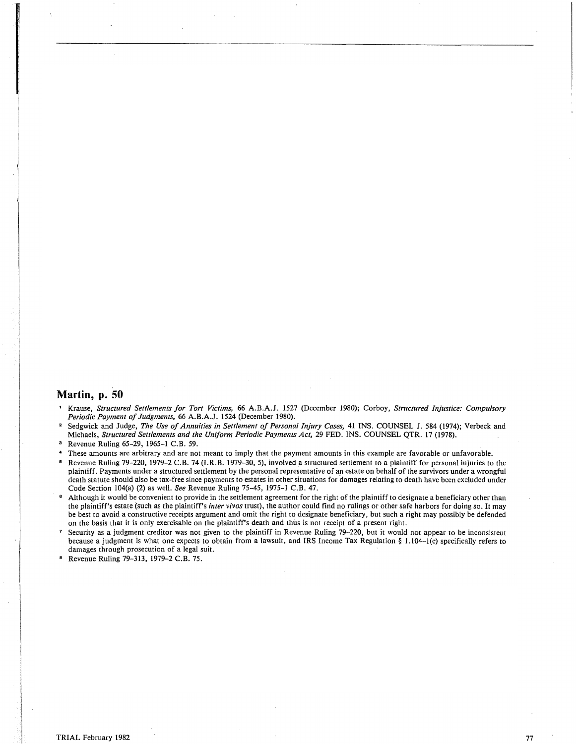## Martin, p. 50

1. Krause, *Structured Settlements for Tort Victims,* 66 A.B.A.J. 1527 (December 1980); Corboy, *Structured Injustice: Compulsory Periodic Payment of Judgments,* 66 A.B.A.J. 1524 (December 1980).
2. Sedgwick and Judge, *The Use of Annuities in Settlement of Personal Injury Cases,* 41 INS. COUNSEL J. 584 (1974); Verbeck and Michaels, *Structured Settlements and the Uniform Periodic Payments Act,* 29 FED. INS. COUNSEL QTR. 17 (1978).
3. Revenue Ruling 65-29, 1965-1 C.B. 59.
4. These amounts are arbitrary and are not meant to imply that the payment amounts in this example are favorable or unfavorable.
5. Revenue Ruling 79-220, 1979-2 C.B. 74 (I.R.B. 1979-30, 5), involved a structured settlement to a plaintiff for personal injuries to the plaintiff. Payments under a structured settlement by the personal representative of an estate on behalf of the survivors under a wrongful death statute should also be tax-free since payments to estates in other situations for damages relating to death have been excluded under Code Section 104(a) (2) as well. *See* Revenue Ruling 75-45, 1975-1 C.B. 47.
6. Although it would be convenient to provide in the settlement agreement for the right of the plaintiff to designate a beneficiary other than the plaintiff's estate (such as the plaintiff's *inter vivos* trust), the author could find no rulings or other safe harbors for doing so. It may be best to avoid a constructive receipts argument and omit the right to designate beneficiary, but such a right may possibly be defended on the basis that it is only exercisable on the plaintiff's death and thus is not receipt of a present right.
7. Security as a judgment creditor was not given to the plaintiff in Revenue Ruling 79-220, but it would not appear to be inconsistent because a judgment is what one expects to obtain from a lawsuit, and IRS Income Tax Regulation § 1.104-1(c) specifically refers to damages through prosecution of a legal suit.
8. Revenue Ruling 79-313, 1979-2 C.B. 75.